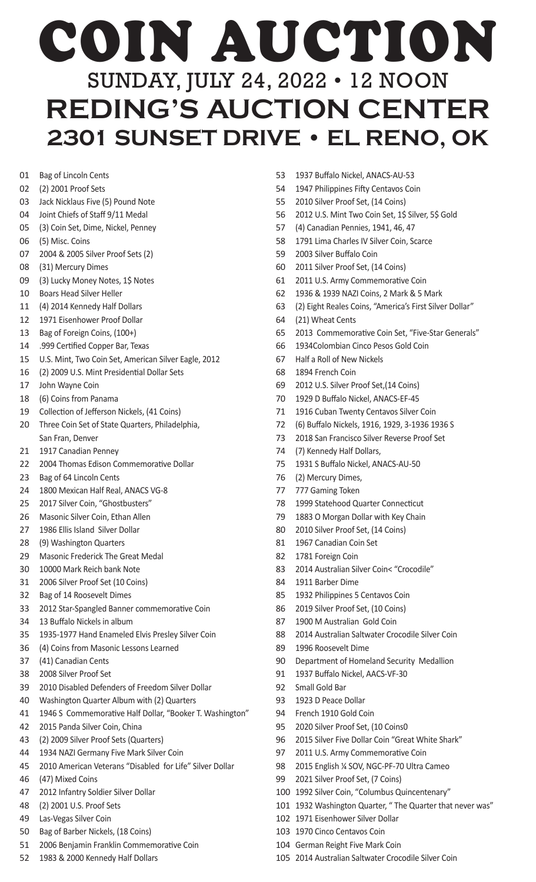# COIN AUCTION

## SUNDAY, JULY 24, 2022 • 12 NOON

## REDING'S AUCTION CENTER

## 2301 SUNSET DRIVE • EL RENO, OK

01 Bag of Lincoln Cents
02 (2) 2001 Proof Sets
03 Jack Nicklaus Five (5) Pound Note
04 Joint Chiefs of Staff 9/11 Medal
05 (3) Coin Set, Dime, Nickel, Penney
06 (5) Misc. Coins
07 2004 & 2005 Silver Proof Sets (2)
08 (31) Mercury Dimes
09 (3) Lucky Money Notes, 1$ Notes
10 Boars Head Silver Heller
11 (4) 2014 Kennedy Half Dollars
12 1971 Eisenhower Proof Dollar
13 Bag of Foreign Coins, (100+)
14 .999 Certified Copper Bar, Texas
15 U.S. Mint, Two Coin Set, American Silver Eagle, 2012
16 (2) 2009 U.S. Mint Presidential Dollar Sets
17 John Wayne Coin
18 (6) Coins from Panama
19 Collection of Jefferson Nickels, (41 Coins)
20 Three Coin Set of State Quarters, Philadelphia, San Fran, Denver
21 1917 Canadian Penney
22 2004 Thomas Edison Commemorative Dollar
23 Bag of 64 Lincoln Cents
24 1800 Mexican Half Real, ANACS VG-8
25 2017 Silver Coin, "Ghostbusters"
26 Masonic Silver Coin, Ethan Allen
27 1986 Ellis Island Silver Dollar
28 (9) Washington Quarters
29 Masonic Frederick The Great Medal
30 10000 Mark Reich bank Note
31 2006 Silver Proof Set (10 Coins)
32 Bag of 14 Roosevelt Dimes
33 2012 Star-Spangled Banner commemorative Coin
34 13 Buffalo Nickels in album
35 1935-1977 Hand Enameled Elvis Presley Silver Coin
36 (4) Coins from Masonic Lessons Learned
37 (41) Canadian Cents
38 2008 Silver Proof Set
39 2010 Disabled Defenders of Freedom Silver Dollar
40 Washington Quarter Album with (2) Quarters
41 1946 S Commemorative Half Dollar, "Booker T. Washington"
42 2015 Panda Silver Coin, China
43 (2) 2009 Silver Proof Sets (Quarters)
44 1934 NAZI Germany Five Mark Silver Coin
45 2010 American Veterans "Disabled for Life" Silver Dollar
46 (47) Mixed Coins
47 2012 Infantry Soldier Silver Dollar
48 (2) 2001 U.S. Proof Sets
49 Las-Vegas Silver Coin
50 Bag of Barber Nickels, (18 Coins)
51 2006 Benjamin Franklin Commemorative Coin
52 1983 & 2000 Kennedy Half Dollars
53 1937 Buffalo Nickel, ANACS-AU-53
54 1947 Philippines Fifty Centavos Coin
55 2010 Silver Proof Set, (14 Coins)
56 2012 U.S. Mint Two Coin Set, 1$ Silver, 5$ Gold
57 (4) Canadian Pennies, 1941, 46, 47
58 1791 Lima Charles IV Silver Coin, Scarce
59 2003 Silver Buffalo Coin
60 2011 Silver Proof Set, (14 Coins)
61 2011 U.S. Army Commemorative Coin
62 1936 & 1939 NAZI Coins, 2 Mark & 5 Mark
63 (2) Eight Reales Coins, "America's First Silver Dollar"
64 (21) Wheat Cents
65 2013 Commemorative Coin Set, "Five-Star Generals"
66 1934Colombian Cinco Pesos Gold Coin
67 Half a Roll of New Nickels
68 1894 French Coin
69 2012 U.S. Silver Proof Set,(14 Coins)
70 1929 D Buffalo Nickel, ANACS-EF-45
71 1916 Cuban Twenty Centavos Silver Coin
72 (6) Buffalo Nickels, 1916, 1929, 3-1936 1936 S
73 2018 San Francisco Silver Reverse Proof Set
74 (7) Kennedy Half Dollars,
75 1931 S Buffalo Nickel, ANACS-AU-50
76 (2) Mercury Dimes,
77 777 Gaming Token
78 1999 Statehood Quarter Connecticut
79 1883 O Morgan Dollar with Key Chain
80 2010 Silver Proof Set, (14 Coins)
81 1967 Canadian Coin Set
82 1781 Foreign Coin
83 2014 Australian Silver Coin< "Crocodile"
84 1911 Barber Dime
85 1932 Philippines 5 Centavos Coin
86 2019 Silver Proof Set, (10 Coins)
87 1900 M Australian Gold Coin
88 2014 Australian Saltwater Crocodile Silver Coin
89 1996 Roosevelt Dime
90 Department of Homeland Security Medallion
91 1937 Buffalo Nickel, AACS-VF-30
92 Small Gold Bar
93 1923 D Peace Dollar
94 French 1910 Gold Coin
95 2020 Silver Proof Set, (10 Coins0
96 2015 Silver Five Dollar Coin "Great White Shark"
97 2011 U.S. Army Commemorative Coin
98 2015 English ¼ SOV, NGC-PF-70 Ultra Cameo
99 2021 Silver Proof Set, (7 Coins)
100 1992 Silver Coin, "Columbus Quincentenary"
101 1932 Washington Quarter, " The Quarter that never was"
102 1971 Eisenhower Silver Dollar
103 1970 Cinco Centavos Coin
104 German Reight Five Mark Coin
105 2014 Australian Saltwater Crocodile Silver Coin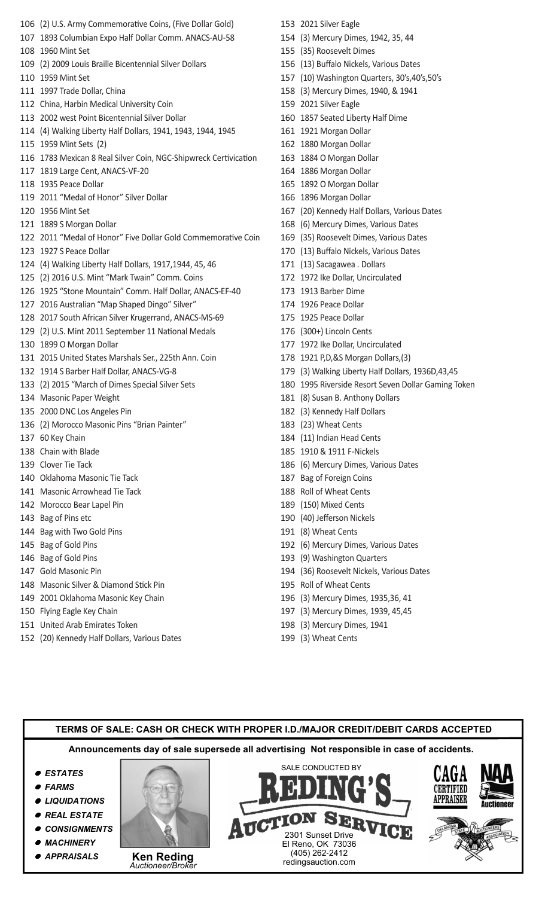106 (2) U.S. Army Commemorative Coins, (Five Dollar Gold)
107 1893 Columbian Expo Half Dollar Comm. ANACS-AU-58
108 1960 Mint Set
109 (2) 2009 Louis Braille Bicentennial Silver Dollars
110 1959 Mint Set
111 1997 Trade Dollar, China
112 China, Harbin Medical University Coin
113 2002 west Point Bicentennial Silver Dollar
114 (4) Walking Liberty Half Dollars, 1941, 1943, 1944, 1945
115 1959 Mint Sets (2)
116 1783 Mexican 8 Real Silver Coin, NGC-Shipwreck Certivication
117 1819 Large Cent, ANACS-VF-20
118 1935 Peace Dollar
119 2011 "Medal of Honor" Silver Dollar
120 1956 Mint Set
121 1889 S Morgan Dollar
122 2011 "Medal of Honor" Five Dollar Gold Commemorative Coin
123 1927 S Peace Dollar
124 (4) Walking Liberty Half Dollars, 1917,1944, 45, 46
125 (2) 2016 U.S. Mint "Mark Twain" Comm. Coins
126 1925 "Stone Mountain" Comm. Half Dollar, ANACS-EF-40
127 2016 Australian "Map Shaped Dingo" Silver"
128 2017 South African Silver Krugerrand, ANACS-MS-69
129 (2) U.S. Mint 2011 September 11 National Medals
130 1899 O Morgan Dollar
131 2015 United States Marshals Ser., 225th Ann. Coin
132 1914 S Barber Half Dollar, ANACS-VG-8
133 (2) 2015 "March of Dimes Special Silver Sets
134 Masonic Paper Weight
135 2000 DNC Los Angeles Pin
136 (2) Morocco Masonic Pins "Brian Painter"
137 60 Key Chain
138 Chain with Blade
139 Clover Tie Tack
140 Oklahoma Masonic Tie Tack
141 Masonic Arrowhead Tie Tack
142 Morocco Bear Lapel Pin
143 Bag of Pins etc
144 Bag with Two Gold Pins
145 Bag of Gold Pins
146 Bag of Gold Pins
147 Gold Masonic Pin
148 Masonic Silver & Diamond Stick Pin
149 2001 Oklahoma Masonic Key Chain
150 Flying Eagle Key Chain
151 United Arab Emirates Token
152 (20) Kennedy Half Dollars, Various Dates
153 2021 Silver Eagle
154 (3) Mercury Dimes, 1942, 35, 44
155 (35) Roosevelt Dimes
156 (13) Buffalo Nickels, Various Dates
157 (10) Washington Quarters, 30's,40's,50's
158 (3) Mercury Dimes, 1940, & 1941
159 2021 Silver Eagle
160 1857 Seated Liberty Half Dime
161 1921 Morgan Dollar
162 1880 Morgan Dollar
163 1884 O Morgan Dollar
164 1886 Morgan Dollar
165 1892 O Morgan Dollar
166 1896 Morgan Dollar
167 (20) Kennedy Half Dollars, Various Dates
168 (6) Mercury Dimes, Various Dates
169 (35) Roosevelt Dimes, Various Dates
170 (13) Buffalo Nickels, Various Dates
171 (13) Sacagawea . Dollars
172 1972 Ike Dollar, Uncirculated
173 1913 Barber Dime
174 1926 Peace Dollar
175 1925 Peace Dollar
176 (300+) Lincoln Cents
177 1972 Ike Dollar, Uncirculated
178 1921 P,D,&S Morgan Dollars,(3)
179 (3) Walking Liberty Half Dollars, 1936D,43,45
180 1995 Riverside Resort Seven Dollar Gaming Token
181 (8) Susan B. Anthony Dollars
182 (3) Kennedy Half Dollars
183 (23) Wheat Cents
184 (11) Indian Head Cents
185 1910 & 1911 F-Nickels
186 (6) Mercury Dimes, Various Dates
187 Bag of Foreign Coins
188 Roll of Wheat Cents
189 (150) Mixed Cents
190 (40) Jefferson Nickels
191 (8) Wheat Cents
192 (6) Mercury Dimes, Various Dates
193 (9) Washington Quarters
194 (36) Roosevelt Nickels, Various Dates
195 Roll of Wheat Cents
196 (3) Mercury Dimes, 1935,36, 41
197 (3) Mercury Dimes, 1939, 45,45
198 (3) Mercury Dimes, 1941
199 (3) Wheat Cents

**TERMS OF SALE: CASH OR CHECK WITH PROPER I.D./MAJOR CREDIT/DEBIT CARDS ACCEPTED**

**Announcements day of sale supersede all advertising Not responsible in case of accidents.**

- ***ESTATES***
- ***FARMS***
- ***LIQUIDATIONS***
- ***REAL ESTATE***
- ***CONSIGNMENTS***
- ***MACHINERY***
- ***APPRAISALS***

**Ken Reding**
*Auctioneer/Broker*

SALE CONDUCTED BY
REDING'S AUCTION SERVICE
2301 Sunset Drive
El Reno, OK 73036
(405) 262-2412
redingsauction.com

CAGA CERTIFIED APPRAISER

NAA Auctioneer

OKLAHOMA STATE AUCTIONEERS ASSOCIATION